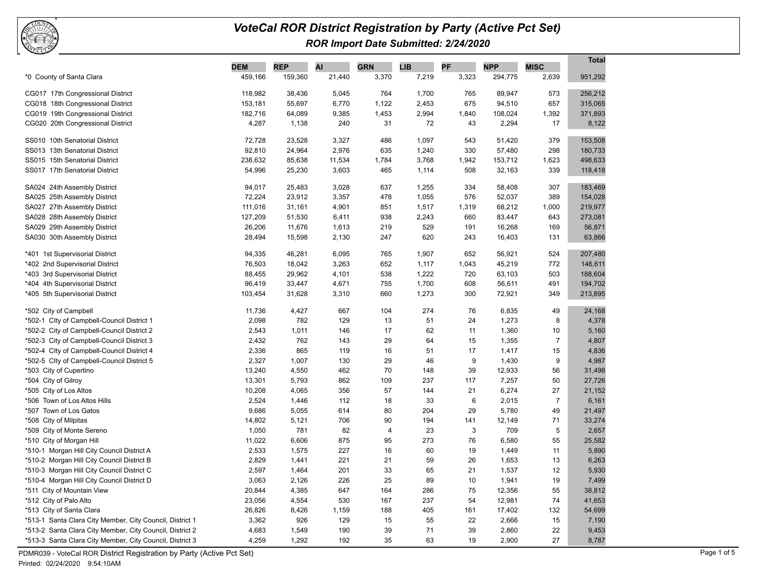# VoteCal ROR District Registration by Party (Active Pct Set)

## ROR Import Date Submitted: 2/24/2020

| | DEM | REP | AI | GRN | LIB | PF | NPP | MISC | Total |
|---|---|---|---|---|---|---|---|---|---|
| *0 County of Santa Clara | 459,166 | 159,360 | 21,440 | 3,370 | 7,219 | 3,323 | 294,775 | 2,639 | 951,292 |
| CG017 17th Congressional District | 118,982 | 38,436 | 5,045 | 764 | 1,700 | 765 | 89,947 | 573 | 256,212 |
| CG018 18th Congressional District | 153,181 | 55,697 | 6,770 | 1,122 | 2,453 | 675 | 94,510 | 657 | 315,065 |
| CG019 19th Congressional District | 182,716 | 64,089 | 9,385 | 1,453 | 2,994 | 1,840 | 108,024 | 1,392 | 371,893 |
| CG020 20th Congressional District | 4,287 | 1,138 | 240 | 31 | 72 | 43 | 2,294 | 17 | 8,122 |
| SS010 10th Senatorial District | 72,728 | 23,528 | 3,327 | 486 | 1,097 | 543 | 51,420 | 379 | 153,508 |
| SS013 13th Senatorial District | 92,810 | 24,964 | 2,976 | 635 | 1,240 | 330 | 57,480 | 298 | 180,733 |
| SS015 15th Senatorial District | 238,632 | 85,638 | 11,534 | 1,784 | 3,768 | 1,942 | 153,712 | 1,623 | 498,633 |
| SS017 17th Senatorial District | 54,996 | 25,230 | 3,603 | 465 | 1,114 | 508 | 32,163 | 339 | 118,418 |
| SA024 24th Assembly District | 94,017 | 25,483 | 3,028 | 637 | 1,255 | 334 | 58,408 | 307 | 183,469 |
| SA025 25th Assembly District | 72,224 | 23,912 | 3,357 | 478 | 1,055 | 576 | 52,037 | 389 | 154,028 |
| SA027 27th Assembly District | 111,016 | 31,161 | 4,901 | 851 | 1,517 | 1,319 | 68,212 | 1,000 | 219,977 |
| SA028 28th Assembly District | 127,209 | 51,530 | 6,411 | 938 | 2,243 | 660 | 83,447 | 643 | 273,081 |
| SA029 29th Assembly District | 26,206 | 11,676 | 1,613 | 219 | 529 | 191 | 16,268 | 169 | 56,871 |
| SA030 30th Assembly District | 28,494 | 15,598 | 2,130 | 247 | 620 | 243 | 16,403 | 131 | 63,866 |
| *401 1st Supervisorial District | 94,335 | 46,281 | 6,095 | 765 | 1,907 | 652 | 56,921 | 524 | 207,480 |
| *402 2nd Supervisorial District | 76,503 | 18,042 | 3,263 | 652 | 1,117 | 1,043 | 45,219 | 772 | 146,611 |
| *403 3rd Supervisorial District | 88,455 | 29,962 | 4,101 | 538 | 1,222 | 720 | 63,103 | 503 | 188,604 |
| *404 4th Supervisorial District | 96,419 | 33,447 | 4,671 | 755 | 1,700 | 608 | 56,611 | 491 | 194,702 |
| *405 5th Supervisorial District | 103,454 | 31,628 | 3,310 | 660 | 1,273 | 300 | 72,921 | 349 | 213,895 |
| *502 City of Campbell | 11,736 | 4,427 | 667 | 104 | 274 | 76 | 6,835 | 49 | 24,168 |
| *502-1 CIty of Campbell-Council District 1 | 2,098 | 782 | 129 | 13 | 51 | 24 | 1,273 | 8 | 4,378 |
| *502-2 City of Campbell-Council District 2 | 2,543 | 1,011 | 146 | 17 | 62 | 11 | 1,360 | 10 | 5,160 |
| *502-3 City of Campbell-Council District 3 | 2,432 | 762 | 143 | 29 | 64 | 15 | 1,355 | 7 | 4,807 |
| *502-4 CIty of Campbell-Council District 4 | 2,336 | 865 | 119 | 16 | 51 | 17 | 1,417 | 15 | 4,836 |
| *502-5 CIty of Campbell-Council District 5 | 2,327 | 1,007 | 130 | 29 | 46 | 9 | 1,430 | 9 | 4,987 |
| *503 City of Cupertino | 13,240 | 4,550 | 462 | 70 | 148 | 39 | 12,933 | 56 | 31,498 |
| *504 City of Gilroy | 13,301 | 5,793 | 862 | 109 | 237 | 117 | 7,257 | 50 | 27,726 |
| *505 City of Los Altos | 10,208 | 4,065 | 356 | 57 | 144 | 21 | 6,274 | 27 | 21,152 |
| *506 Town of Los Altos Hills | 2,524 | 1,446 | 112 | 18 | 33 | 6 | 2,015 | 7 | 6,161 |
| *507 Town of Los Gatos | 9,686 | 5,055 | 614 | 80 | 204 | 29 | 5,780 | 49 | 21,497 |
| *508 City of Milpitas | 14,802 | 5,121 | 706 | 90 | 194 | 141 | 12,149 | 71 | 33,274 |
| *509 City of Monte Sereno | 1,050 | 781 | 82 | 4 | 23 | 3 | 709 | 5 | 2,657 |
| *510 City of Morgan Hill | 11,022 | 6,606 | 875 | 95 | 273 | 76 | 6,580 | 55 | 25,582 |
| *510-1 Morgan Hill City Council District A | 2,533 | 1,575 | 227 | 16 | 60 | 19 | 1,449 | 11 | 5,890 |
| *510-2 Morgan Hill City Council District B | 2,829 | 1,441 | 221 | 21 | 59 | 26 | 1,653 | 13 | 6,263 |
| *510-3 Morgan Hill City Council District C | 2,597 | 1,464 | 201 | 33 | 65 | 21 | 1,537 | 12 | 5,930 |
| *510-4 Morgan Hill City Council District D | 3,063 | 2,126 | 226 | 25 | 89 | 10 | 1,941 | 19 | 7,499 |
| *511 City of Mountain View | 20,844 | 4,385 | 647 | 164 | 286 | 75 | 12,356 | 55 | 38,812 |
| *512 City of Palo Alto | 23,056 | 4,554 | 530 | 167 | 237 | 54 | 12,981 | 74 | 41,653 |
| *513 City of Santa Clara | 26,826 | 8,426 | 1,159 | 188 | 405 | 161 | 17,402 | 132 | 54,699 |
| *513-1 Santa Clara City Member, City Council, District 1 | 3,362 | 926 | 129 | 15 | 55 | 22 | 2,666 | 15 | 7,190 |
| *513-2 Santa Clara City Member, City Council, District 2 | 4,683 | 1,549 | 190 | 39 | 71 | 39 | 2,860 | 22 | 9,453 |
| *513-3 Santa Clara City Member, City Council, District 3 | 4,259 | 1,292 | 192 | 35 | 63 | 19 | 2,900 | 27 | 8,787 |

PDMR039 - VoteCal ROR District Registration by Party (Active Pct Set)
Printed: 02/24/2020 9:54:10AM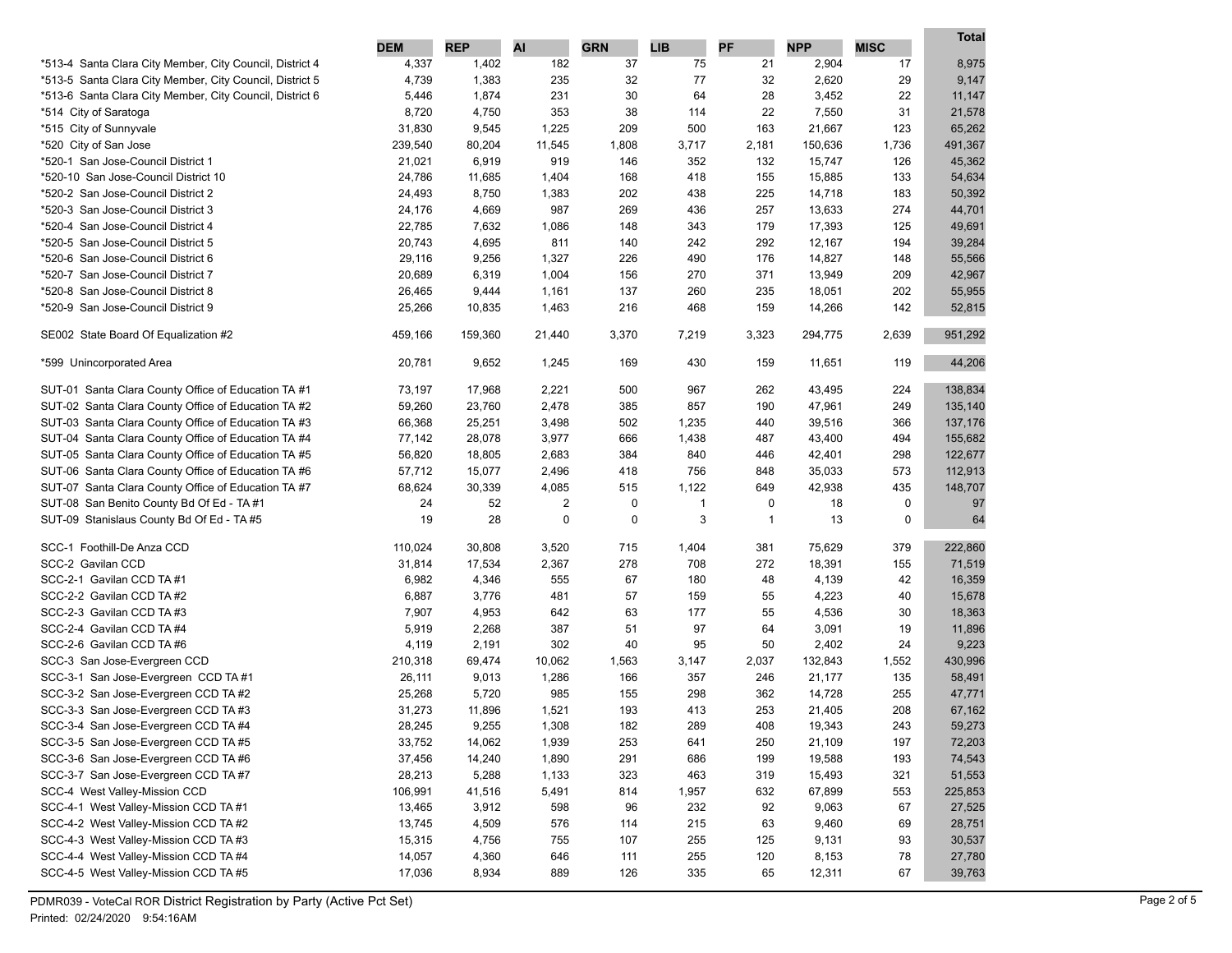| | DEM | REP | AI | GRN | LIB | PF | NPP | MISC | Total |
|---|---|---|---|---|---|---|---|---|---|
| *513-4 Santa Clara City Member, City Council, District 4 | 4,337 | 1,402 | 182 | 37 | 75 | 21 | 2,904 | 17 | 8,975 |
| *513-5 Santa Clara City Member, City Council, District 5 | 4,739 | 1,383 | 235 | 32 | 77 | 32 | 2,620 | 29 | 9,147 |
| *513-6 Santa Clara City Member, City Council, District 6 | 5,446 | 1,874 | 231 | 30 | 64 | 28 | 3,452 | 22 | 11,147 |
| *514 City of Saratoga | 8,720 | 4,750 | 353 | 38 | 114 | 22 | 7,550 | 31 | 21,578 |
| *515 City of Sunnyvale | 31,830 | 9,545 | 1,225 | 209 | 500 | 163 | 21,667 | 123 | 65,262 |
| *520 City of San Jose | 239,540 | 80,204 | 11,545 | 1,808 | 3,717 | 2,181 | 150,636 | 1,736 | 491,367 |
| *520-1 San Jose-Council District 1 | 21,021 | 6,919 | 919 | 146 | 352 | 132 | 15,747 | 126 | 45,362 |
| *520-10 San Jose-Council District 10 | 24,786 | 11,685 | 1,404 | 168 | 418 | 155 | 15,885 | 133 | 54,634 |
| *520-2 San Jose-Council District 2 | 24,493 | 8,750 | 1,383 | 202 | 438 | 225 | 14,718 | 183 | 50,392 |
| *520-3 San Jose-Council District 3 | 24,176 | 4,669 | 987 | 269 | 436 | 257 | 13,633 | 274 | 44,701 |
| *520-4 San Jose-Council District 4 | 22,785 | 7,632 | 1,086 | 148 | 343 | 179 | 17,393 | 125 | 49,691 |
| *520-5 San Jose-Council District 5 | 20,743 | 4,695 | 811 | 140 | 242 | 292 | 12,167 | 194 | 39,284 |
| *520-6 San Jose-Council District 6 | 29,116 | 9,256 | 1,327 | 226 | 490 | 176 | 14,827 | 148 | 55,566 |
| *520-7 San Jose-Council District 7 | 20,689 | 6,319 | 1,004 | 156 | 270 | 371 | 13,949 | 209 | 42,967 |
| *520-8 San Jose-Council District 8 | 26,465 | 9,444 | 1,161 | 137 | 260 | 235 | 18,051 | 202 | 55,955 |
| *520-9 San Jose-Council District 9 | 25,266 | 10,835 | 1,463 | 216 | 468 | 159 | 14,266 | 142 | 52,815 |
| SE002 State Board Of Equalization #2 | 459,166 | 159,360 | 21,440 | 3,370 | 7,219 | 3,323 | 294,775 | 2,639 | 951,292 |
| *599 Unincorporated Area | 20,781 | 9,652 | 1,245 | 169 | 430 | 159 | 11,651 | 119 | 44,206 |
| SUT-01 Santa Clara County Office of Education TA #1 | 73,197 | 17,968 | 2,221 | 500 | 967 | 262 | 43,495 | 224 | 138,834 |
| SUT-02 Santa Clara County Office of Education TA #2 | 59,260 | 23,760 | 2,478 | 385 | 857 | 190 | 47,961 | 249 | 135,140 |
| SUT-03 Santa Clara County Office of Education TA #3 | 66,368 | 25,251 | 3,498 | 502 | 1,235 | 440 | 39,516 | 366 | 137,176 |
| SUT-04 Santa Clara County Office of Education TA #4 | 77,142 | 28,078 | 3,977 | 666 | 1,438 | 487 | 43,400 | 494 | 155,682 |
| SUT-05 Santa Clara County Office of Education TA #5 | 56,820 | 18,805 | 2,683 | 384 | 840 | 446 | 42,401 | 298 | 122,677 |
| SUT-06 Santa Clara County Office of Education TA #6 | 57,712 | 15,077 | 2,496 | 418 | 756 | 848 | 35,033 | 573 | 112,913 |
| SUT-07 Santa Clara County Office of Education TA #7 | 68,624 | 30,339 | 4,085 | 515 | 1,122 | 649 | 42,938 | 435 | 148,707 |
| SUT-08 San Benito County Bd Of Ed - TA #1 | 24 | 52 | 2 | 0 | 1 | 0 | 18 | 0 | 97 |
| SUT-09 Stanislaus County Bd Of Ed - TA #5 | 19 | 28 | 0 | 0 | 3 | 1 | 13 | 0 | 64 |
| SCC-1 Foothill-De Anza CCD | 110,024 | 30,808 | 3,520 | 715 | 1,404 | 381 | 75,629 | 379 | 222,860 |
| SCC-2 Gavilan CCD | 31,814 | 17,534 | 2,367 | 278 | 708 | 272 | 18,391 | 155 | 71,519 |
| SCC-2-1 Gavilan CCD TA #1 | 6,982 | 4,346 | 555 | 67 | 180 | 48 | 4,139 | 42 | 16,359 |
| SCC-2-2 Gavilan CCD TA #2 | 6,887 | 3,776 | 481 | 57 | 159 | 55 | 4,223 | 40 | 15,678 |
| SCC-2-3 Gavilan CCD TA #3 | 7,907 | 4,953 | 642 | 63 | 177 | 55 | 4,536 | 30 | 18,363 |
| SCC-2-4 Gavilan CCD TA #4 | 5,919 | 2,268 | 387 | 51 | 97 | 64 | 3,091 | 19 | 11,896 |
| SCC-2-6 Gavilan CCD TA #6 | 4,119 | 2,191 | 302 | 40 | 95 | 50 | 2,402 | 24 | 9,223 |
| SCC-3 San Jose-Evergreen CCD | 210,318 | 69,474 | 10,062 | 1,563 | 3,147 | 2,037 | 132,843 | 1,552 | 430,996 |
| SCC-3-1 San Jose-Evergreen CCD TA #1 | 26,111 | 9,013 | 1,286 | 166 | 357 | 246 | 21,177 | 135 | 58,491 |
| SCC-3-2 San Jose-Evergreen CCD TA #2 | 25,268 | 5,720 | 985 | 155 | 298 | 362 | 14,728 | 255 | 47,771 |
| SCC-3-3 San Jose-Evergreen CCD TA #3 | 31,273 | 11,896 | 1,521 | 193 | 413 | 253 | 21,405 | 208 | 67,162 |
| SCC-3-4 San Jose-Evergreen CCD TA #4 | 28,245 | 9,255 | 1,308 | 182 | 289 | 408 | 19,343 | 243 | 59,273 |
| SCC-3-5 San Jose-Evergreen CCD TA #5 | 33,752 | 14,062 | 1,939 | 253 | 641 | 250 | 21,109 | 197 | 72,203 |
| SCC-3-6 San Jose-Evergreen CCD TA #6 | 37,456 | 14,240 | 1,890 | 291 | 686 | 199 | 19,588 | 193 | 74,543 |
| SCC-3-7 San Jose-Evergreen CCD TA #7 | 28,213 | 5,288 | 1,133 | 323 | 463 | 319 | 15,493 | 321 | 51,553 |
| SCC-4 West Valley-Mission CCD | 106,991 | 41,516 | 5,491 | 814 | 1,957 | 632 | 67,899 | 553 | 225,853 |
| SCC-4-1 West Valley-Mission CCD TA #1 | 13,465 | 3,912 | 598 | 96 | 232 | 92 | 9,063 | 67 | 27,525 |
| SCC-4-2 West Valley-Mission CCD TA #2 | 13,745 | 4,509 | 576 | 114 | 215 | 63 | 9,460 | 69 | 28,751 |
| SCC-4-3 West Valley-Mission CCD TA #3 | 15,315 | 4,756 | 755 | 107 | 255 | 125 | 9,131 | 93 | 30,537 |
| SCC-4-4 West Valley-Mission CCD TA #4 | 14,057 | 4,360 | 646 | 111 | 255 | 120 | 8,153 | 78 | 27,780 |
| SCC-4-5 West Valley-Mission CCD TA #5 | 17,036 | 8,934 | 889 | 126 | 335 | 65 | 12,311 | 67 | 39,763 |

PDMR039 - VoteCal ROR District Registration by Party (Active Pct Set)
Printed: 02/24/2020 9:54:16AM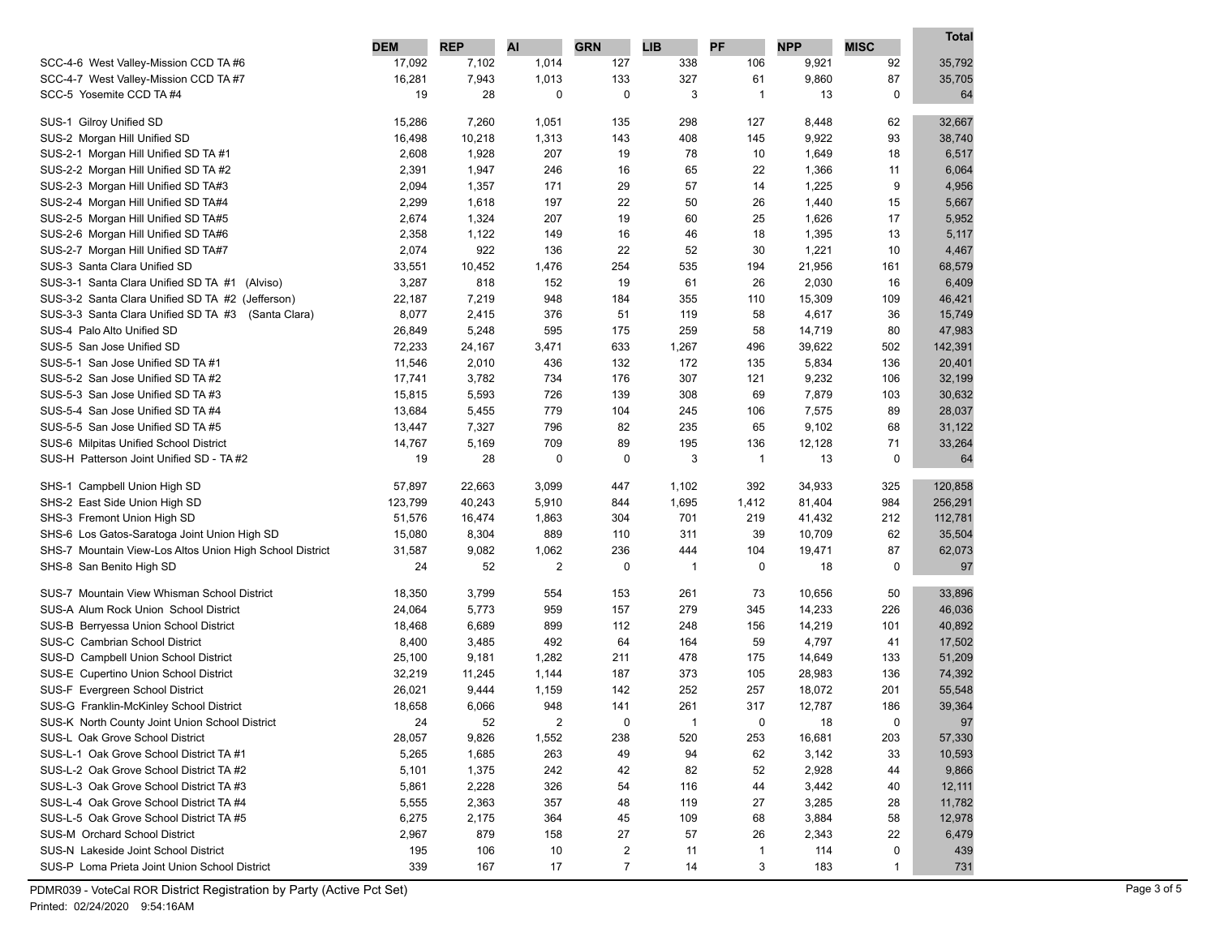| | DEM | REP | AI | GRN | LIB | PF | NPP | MISC | Total |
|---|---|---|---|---|---|---|---|---|---|
| SCC-4-6 West Valley-Mission CCD TA #6 | 17,092 | 7,102 | 1,014 | 127 | 338 | 106 | 9,921 | 92 | 35,792 |
| SCC-4-7 West Valley-Mission CCD TA #7 | 16,281 | 7,943 | 1,013 | 133 | 327 | 61 | 9,860 | 87 | 35,705 |
| SCC-5 Yosemite CCD TA #4 | 19 | 28 | 0 | 0 | 3 | 1 | 13 | 0 | 64 |
| SUS-1 Gilroy Unified SD | 15,286 | 7,260 | 1,051 | 135 | 298 | 127 | 8,448 | 62 | 32,667 |
| SUS-2 Morgan Hill Unified SD | 16,498 | 10,218 | 1,313 | 143 | 408 | 145 | 9,922 | 93 | 38,740 |
| SUS-2-1 Morgan Hill Unified SD TA #1 | 2,608 | 1,928 | 207 | 19 | 78 | 10 | 1,649 | 18 | 6,517 |
| SUS-2-2 Morgan Hill Unified SD TA #2 | 2,391 | 1,947 | 246 | 16 | 65 | 22 | 1,366 | 11 | 6,064 |
| SUS-2-3 Morgan Hill Unified SD TA#3 | 2,094 | 1,357 | 171 | 29 | 57 | 14 | 1,225 | 9 | 4,956 |
| SUS-2-4 Morgan Hill Unified SD TA#4 | 2,299 | 1,618 | 197 | 22 | 50 | 26 | 1,440 | 15 | 5,667 |
| SUS-2-5 Morgan Hill Unified SD TA#5 | 2,674 | 1,324 | 207 | 19 | 60 | 25 | 1,626 | 17 | 5,952 |
| SUS-2-6 Morgan Hill Unified SD TA#6 | 2,358 | 1,122 | 149 | 16 | 46 | 18 | 1,395 | 13 | 5,117 |
| SUS-2-7 Morgan Hill Unified SD TA#7 | 2,074 | 922 | 136 | 22 | 52 | 30 | 1,221 | 10 | 4,467 |
| SUS-3 Santa Clara Unified SD | 33,551 | 10,452 | 1,476 | 254 | 535 | 194 | 21,956 | 161 | 68,579 |
| SUS-3-1 Santa Clara Unified SD TA #1 (Alviso) | 3,287 | 818 | 152 | 19 | 61 | 26 | 2,030 | 16 | 6,409 |
| SUS-3-2 Santa Clara Unified SD TA #2 (Jefferson) | 22,187 | 7,219 | 948 | 184 | 355 | 110 | 15,309 | 109 | 46,421 |
| SUS-3-3 Santa Clara Unified SD TA #3 (Santa Clara) | 8,077 | 2,415 | 376 | 51 | 119 | 58 | 4,617 | 36 | 15,749 |
| SUS-4 Palo Alto Unified SD | 26,849 | 5,248 | 595 | 175 | 259 | 58 | 14,719 | 80 | 47,983 |
| SUS-5 San Jose Unified SD | 72,233 | 24,167 | 3,471 | 633 | 1,267 | 496 | 39,622 | 502 | 142,391 |
| SUS-5-1 San Jose Unified SD TA #1 | 11,546 | 2,010 | 436 | 132 | 172 | 135 | 5,834 | 136 | 20,401 |
| SUS-5-2 San Jose Unified SD TA #2 | 17,741 | 3,782 | 734 | 176 | 307 | 121 | 9,232 | 106 | 32,199 |
| SUS-5-3 San Jose Unified SD TA #3 | 15,815 | 5,593 | 726 | 139 | 308 | 69 | 7,879 | 103 | 30,632 |
| SUS-5-4 San Jose Unified SD TA #4 | 13,684 | 5,455 | 779 | 104 | 245 | 106 | 7,575 | 89 | 28,037 |
| SUS-5-5 San Jose Unified SD TA #5 | 13,447 | 7,327 | 796 | 82 | 235 | 65 | 9,102 | 68 | 31,122 |
| SUS-6 Milpitas Unified School District | 14,767 | 5,169 | 709 | 89 | 195 | 136 | 12,128 | 71 | 33,264 |
| SUS-H Patterson Joint Unified SD - TA #2 | 19 | 28 | 0 | 0 | 3 | 1 | 13 | 0 | 64 |
| SHS-1 Campbell Union High SD | 57,897 | 22,663 | 3,099 | 447 | 1,102 | 392 | 34,933 | 325 | 120,858 |
| SHS-2 East Side Union High SD | 123,799 | 40,243 | 5,910 | 844 | 1,695 | 1,412 | 81,404 | 984 | 256,291 |
| SHS-3 Fremont Union High SD | 51,576 | 16,474 | 1,863 | 304 | 701 | 219 | 41,432 | 212 | 112,781 |
| SHS-6 Los Gatos-Saratoga Joint Union High SD | 15,080 | 8,304 | 889 | 110 | 311 | 39 | 10,709 | 62 | 35,504 |
| SHS-7 Mountain View-Los Altos Union High School District | 31,587 | 9,082 | 1,062 | 236 | 444 | 104 | 19,471 | 87 | 62,073 |
| SHS-8 San Benito High SD | 24 | 52 | 2 | 0 | 1 | 0 | 18 | 0 | 97 |
| SUS-7 Mountain View Whisman School District | 18,350 | 3,799 | 554 | 153 | 261 | 73 | 10,656 | 50 | 33,896 |
| SUS-A Alum Rock Union School District | 24,064 | 5,773 | 959 | 157 | 279 | 345 | 14,233 | 226 | 46,036 |
| SUS-B Berryessa Union School District | 18,468 | 6,689 | 899 | 112 | 248 | 156 | 14,219 | 101 | 40,892 |
| SUS-C Cambrian School District | 8,400 | 3,485 | 492 | 64 | 164 | 59 | 4,797 | 41 | 17,502 |
| SUS-D Campbell Union School District | 25,100 | 9,181 | 1,282 | 211 | 478 | 175 | 14,649 | 133 | 51,209 |
| SUS-E Cupertino Union School District | 32,219 | 11,245 | 1,144 | 187 | 373 | 105 | 28,983 | 136 | 74,392 |
| SUS-F Evergreen School District | 26,021 | 9,444 | 1,159 | 142 | 252 | 257 | 18,072 | 201 | 55,548 |
| SUS-G Franklin-McKinley School District | 18,658 | 6,066 | 948 | 141 | 261 | 317 | 12,787 | 186 | 39,364 |
| SUS-K North County Joint Union School District | 24 | 52 | 2 | 0 | 1 | 0 | 18 | 0 | 97 |
| SUS-L Oak Grove School District | 28,057 | 9,826 | 1,552 | 238 | 520 | 253 | 16,681 | 203 | 57,330 |
| SUS-L-1 Oak Grove School District TA #1 | 5,265 | 1,685 | 263 | 49 | 94 | 62 | 3,142 | 33 | 10,593 |
| SUS-L-2 Oak Grove School District TA #2 | 5,101 | 1,375 | 242 | 42 | 82 | 52 | 2,928 | 44 | 9,866 |
| SUS-L-3 Oak Grove School District TA #3 | 5,861 | 2,228 | 326 | 54 | 116 | 44 | 3,442 | 40 | 12,111 |
| SUS-L-4 Oak Grove School District TA #4 | 5,555 | 2,363 | 357 | 48 | 119 | 27 | 3,285 | 28 | 11,782 |
| SUS-L-5 Oak Grove School District TA #5 | 6,275 | 2,175 | 364 | 45 | 109 | 68 | 3,884 | 58 | 12,978 |
| SUS-M Orchard School District | 2,967 | 879 | 158 | 27 | 57 | 26 | 2,343 | 22 | 6,479 |
| SUS-N Lakeside Joint School District | 195 | 106 | 10 | 2 | 11 | 1 | 114 | 0 | 439 |
| SUS-P Loma Prieta Joint Union School District | 339 | 167 | 17 | 7 | 14 | 3 | 183 | 1 | 731 |

PDMR039 - VoteCal ROR District Registration by Party (Active Pct Set)
Printed: 02/24/2020 9:54:16AM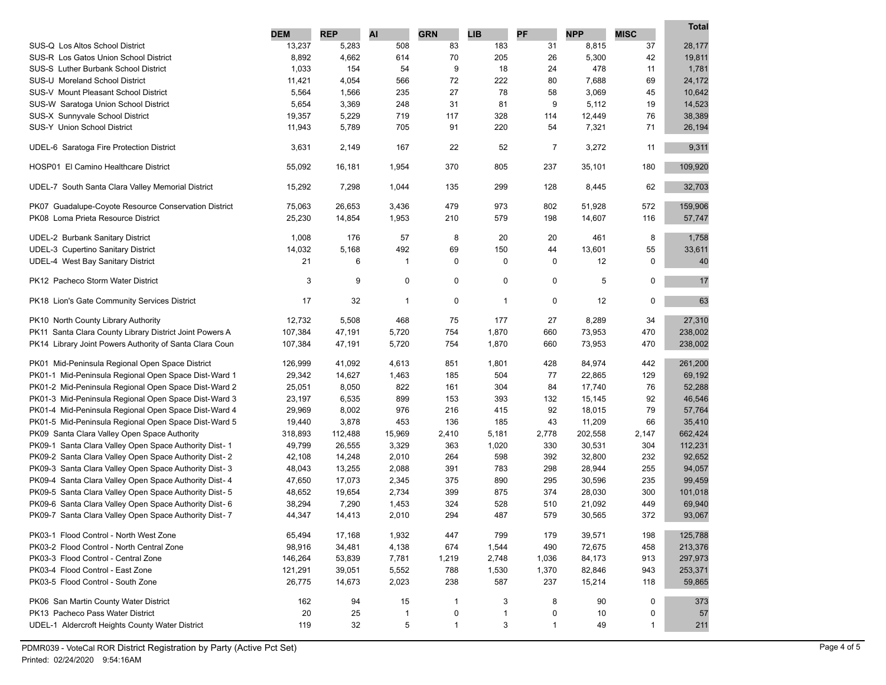| | DEM | REP | AI | GRN | LIB | PF | NPP | MISC | Total |
|---|---|---|---|---|---|---|---|---|---|
| SUS-Q Los Altos School District | 13,237 | 5,283 | 508 | 83 | 183 | 31 | 8,815 | 37 | 28,177 |
| SUS-R Los Gatos Union School District | 8,892 | 4,662 | 614 | 70 | 205 | 26 | 5,300 | 42 | 19,811 |
| SUS-S Luther Burbank School District | 1,033 | 154 | 54 | 9 | 18 | 24 | 478 | 11 | 1,781 |
| SUS-U Moreland School District | 11,421 | 4,054 | 566 | 72 | 222 | 80 | 7,688 | 69 | 24,172 |
| SUS-V Mount Pleasant School District | 5,564 | 1,566 | 235 | 27 | 78 | 58 | 3,069 | 45 | 10,642 |
| SUS-W Saratoga Union School District | 5,654 | 3,369 | 248 | 31 | 81 | 9 | 5,112 | 19 | 14,523 |
| SUS-X Sunnyvale School District | 19,357 | 5,229 | 719 | 117 | 328 | 114 | 12,449 | 76 | 38,389 |
| SUS-Y Union School District | 11,943 | 5,789 | 705 | 91 | 220 | 54 | 7,321 | 71 | 26,194 |
| UDEL-6 Saratoga Fire Protection District | 3,631 | 2,149 | 167 | 22 | 52 | 7 | 3,272 | 11 | 9,311 |
| HOSP01 El Camino Healthcare District | 55,092 | 16,181 | 1,954 | 370 | 805 | 237 | 35,101 | 180 | 109,920 |
| UDEL-7 South Santa Clara Valley Memorial District | 15,292 | 7,298 | 1,044 | 135 | 299 | 128 | 8,445 | 62 | 32,703 |
| PK07 Guadalupe-Coyote Resource Conservation District | 75,063 | 26,653 | 3,436 | 479 | 973 | 802 | 51,928 | 572 | 159,906 |
| PK08 Loma Prieta Resource District | 25,230 | 14,854 | 1,953 | 210 | 579 | 198 | 14,607 | 116 | 57,747 |
| UDEL-2 Burbank Sanitary District | 1,008 | 176 | 57 | 8 | 20 | 20 | 461 | 8 | 1,758 |
| UDEL-3 Cupertino Sanitary District | 14,032 | 5,168 | 492 | 69 | 150 | 44 | 13,601 | 55 | 33,611 |
| UDEL-4 West Bay Sanitary District | 21 | 6 | 1 | 0 | 0 | 0 | 12 | 0 | 40 |
| PK12 Pacheco Storm Water District | 3 | 9 | 0 | 0 | 0 | 0 | 5 | 0 | 17 |
| PK18 Lion's Gate Community Services District | 17 | 32 | 1 | 0 | 1 | 0 | 12 | 0 | 63 |
| PK10 North County Library Authority | 12,732 | 5,508 | 468 | 75 | 177 | 27 | 8,289 | 34 | 27,310 |
| PK11 Santa Clara County Library District Joint Powers A | 107,384 | 47,191 | 5,720 | 754 | 1,870 | 660 | 73,953 | 470 | 238,002 |
| PK14 Library Joint Powers Authority of Santa Clara Coun | 107,384 | 47,191 | 5,720 | 754 | 1,870 | 660 | 73,953 | 470 | 238,002 |
| PK01 Mid-Peninsula Regional Open Space District | 126,999 | 41,092 | 4,613 | 851 | 1,801 | 428 | 84,974 | 442 | 261,200 |
| PK01-1 Mid-Peninsula Regional Open Space Dist-Ward 1 | 29,342 | 14,627 | 1,463 | 185 | 504 | 77 | 22,865 | 129 | 69,192 |
| PK01-2 Mid-Peninsula Regional Open Space Dist-Ward 2 | 25,051 | 8,050 | 822 | 161 | 304 | 84 | 17,740 | 76 | 52,288 |
| PK01-3 Mid-Peninsula Regional Open Space Dist-Ward 3 | 23,197 | 6,535 | 899 | 153 | 393 | 132 | 15,145 | 92 | 46,546 |
| PK01-4 Mid-Peninsula Regional Open Space Dist-Ward 4 | 29,969 | 8,002 | 976 | 216 | 415 | 92 | 18,015 | 79 | 57,764 |
| PK01-5 Mid-Peninsula Regional Open Space Dist-Ward 5 | 19,440 | 3,878 | 453 | 136 | 185 | 43 | 11,209 | 66 | 35,410 |
| PK09 Santa Clara Valley Open Space Authority | 318,893 | 112,488 | 15,969 | 2,410 | 5,181 | 2,778 | 202,558 | 2,147 | 662,424 |
| PK09-1 Santa Clara Valley Open Space Authority Dist- 1 | 49,799 | 26,555 | 3,329 | 363 | 1,020 | 330 | 30,531 | 304 | 112,231 |
| PK09-2 Santa Clara Valley Open Space Authority Dist- 2 | 42,108 | 14,248 | 2,010 | 264 | 598 | 392 | 32,800 | 232 | 92,652 |
| PK09-3 Santa Clara Valley Open Space Authority Dist- 3 | 48,043 | 13,255 | 2,088 | 391 | 783 | 298 | 28,944 | 255 | 94,057 |
| PK09-4 Santa Clara Valley Open Space Authority Dist- 4 | 47,650 | 17,073 | 2,345 | 375 | 890 | 295 | 30,596 | 235 | 99,459 |
| PK09-5 Santa Clara Valley Open Space Authority Dist- 5 | 48,652 | 19,654 | 2,734 | 399 | 875 | 374 | 28,030 | 300 | 101,018 |
| PK09-6 Santa Clara Valley Open Space Authority Dist- 6 | 38,294 | 7,290 | 1,453 | 324 | 528 | 510 | 21,092 | 449 | 69,940 |
| PK09-7 Santa Clara Valley Open Space Authority Dist- 7 | 44,347 | 14,413 | 2,010 | 294 | 487 | 579 | 30,565 | 372 | 93,067 |
| PK03-1 Flood Control - North West Zone | 65,494 | 17,168 | 1,932 | 447 | 799 | 179 | 39,571 | 198 | 125,788 |
| PK03-2 Flood Control - North Central Zone | 98,916 | 34,481 | 4,138 | 674 | 1,544 | 490 | 72,675 | 458 | 213,376 |
| PK03-3 Flood Control - Central Zone | 146,264 | 53,839 | 7,781 | 1,219 | 2,748 | 1,036 | 84,173 | 913 | 297,973 |
| PK03-4 Flood Control - East Zone | 121,291 | 39,051 | 5,552 | 788 | 1,530 | 1,370 | 82,846 | 943 | 253,371 |
| PK03-5 Flood Control - South Zone | 26,775 | 14,673 | 2,023 | 238 | 587 | 237 | 15,214 | 118 | 59,865 |
| PK06 San Martin County Water District | 162 | 94 | 15 | 1 | 3 | 8 | 90 | 0 | 373 |
| PK13 Pacheco Pass Water District | 20 | 25 | 1 | 0 | 1 | 0 | 10 | 0 | 57 |
| UDEL-1 Aldercroft Heights County Water District | 119 | 32 | 5 | 1 | 3 | 1 | 49 | 1 | 211 |

PDMR039 - VoteCal ROR District Registration by Party (Active Pct Set)
Printed: 02/24/2020 9:54:16AM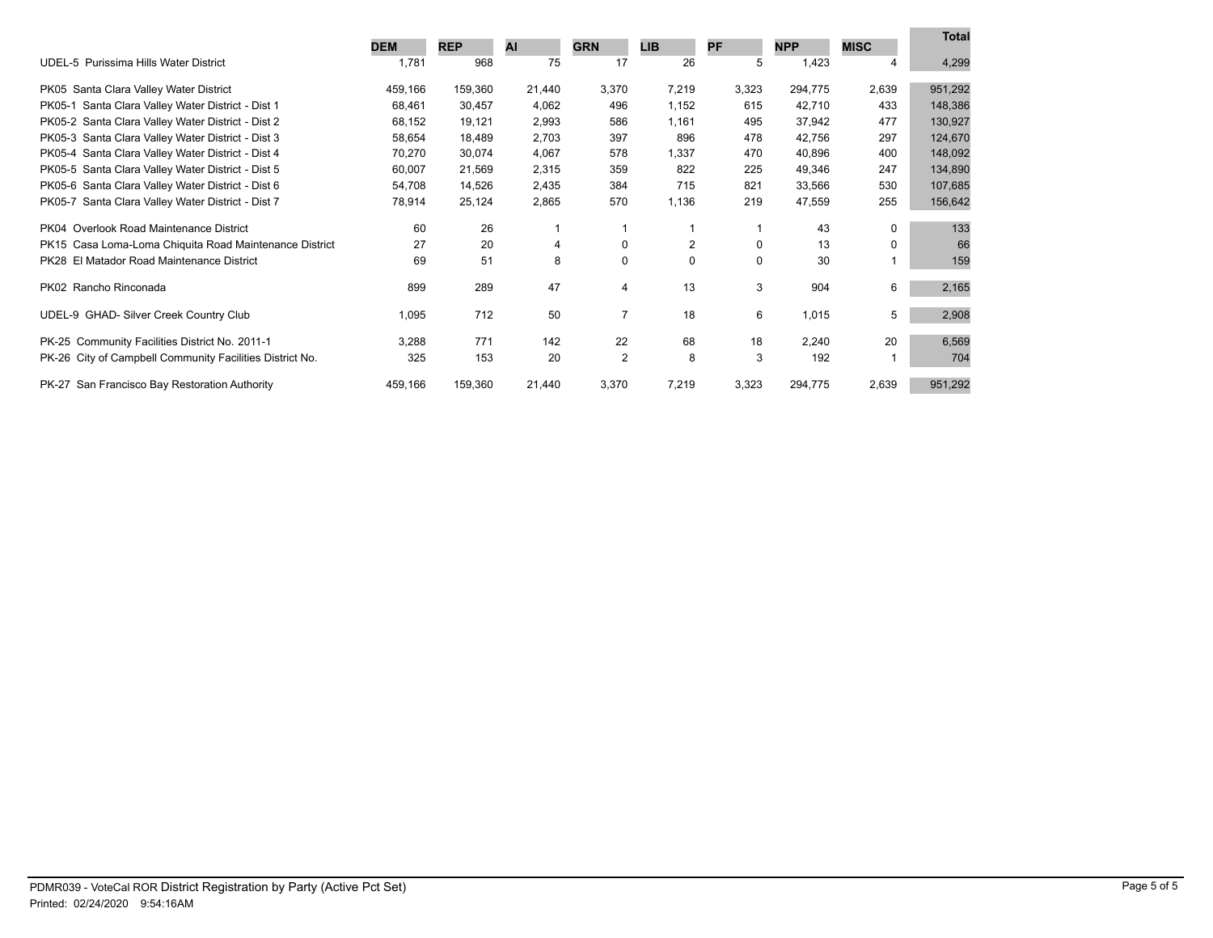| | DEM | REP | AI | GRN | LIB | PF | NPP | MISC | Total |
|---|---|---|---|---|---|---|---|---|---|
| UDEL-5 Purissima Hills Water District | 1,781 | 968 | 75 | 17 | 26 | 5 | 1,423 | 4 | 4,299 |
| PK05 Santa Clara Valley Water District | 459,166 | 159,360 | 21,440 | 3,370 | 7,219 | 3,323 | 294,775 | 2,639 | 951,292 |
| PK05-1 Santa Clara Valley Water District - Dist 1 | 68,461 | 30,457 | 4,062 | 496 | 1,152 | 615 | 42,710 | 433 | 148,386 |
| PK05-2 Santa Clara Valley Water District - Dist 2 | 68,152 | 19,121 | 2,993 | 586 | 1,161 | 495 | 37,942 | 477 | 130,927 |
| PK05-3 Santa Clara Valley Water District - Dist 3 | 58,654 | 18,489 | 2,703 | 397 | 896 | 478 | 42,756 | 297 | 124,670 |
| PK05-4 Santa Clara Valley Water District - Dist 4 | 70,270 | 30,074 | 4,067 | 578 | 1,337 | 470 | 40,896 | 400 | 148,092 |
| PK05-5 Santa Clara Valley Water District - Dist 5 | 60,007 | 21,569 | 2,315 | 359 | 822 | 225 | 49,346 | 247 | 134,890 |
| PK05-6 Santa Clara Valley Water District - Dist 6 | 54,708 | 14,526 | 2,435 | 384 | 715 | 821 | 33,566 | 530 | 107,685 |
| PK05-7 Santa Clara Valley Water District - Dist 7 | 78,914 | 25,124 | 2,865 | 570 | 1,136 | 219 | 47,559 | 255 | 156,642 |
| PK04 Overlook Road Maintenance District | 60 | 26 | 1 | 1 | 1 | 1 | 43 | 0 | 133 |
| PK15 Casa Loma-Loma Chiquita Road Maintenance District | 27 | 20 | 4 | 0 | 2 | 0 | 13 | 0 | 66 |
| PK28 El Matador Road Maintenance District | 69 | 51 | 8 | 0 | 0 | 0 | 30 | 1 | 159 |
| PK02 Rancho Rinconada | 899 | 289 | 47 | 4 | 13 | 3 | 904 | 6 | 2,165 |
| UDEL-9 GHAD- Silver Creek Country Club | 1,095 | 712 | 50 | 7 | 18 | 6 | 1,015 | 5 | 2,908 |
| PK-25 Community Facilities District No. 2011-1 | 3,288 | 771 | 142 | 22 | 68 | 18 | 2,240 | 20 | 6,569 |
| PK-26 City of Campbell Community Facilities District No. | 325 | 153 | 20 | 2 | 8 | 3 | 192 | 1 | 704 |
| PK-27 San Francisco Bay Restoration Authority | 459,166 | 159,360 | 21,440 | 3,370 | 7,219 | 3,323 | 294,775 | 2,639 | 951,292 |

PDMR039 - VoteCal ROR District Registration by Party (Active Pct Set)
Printed: 02/24/2020 9:54:16AM